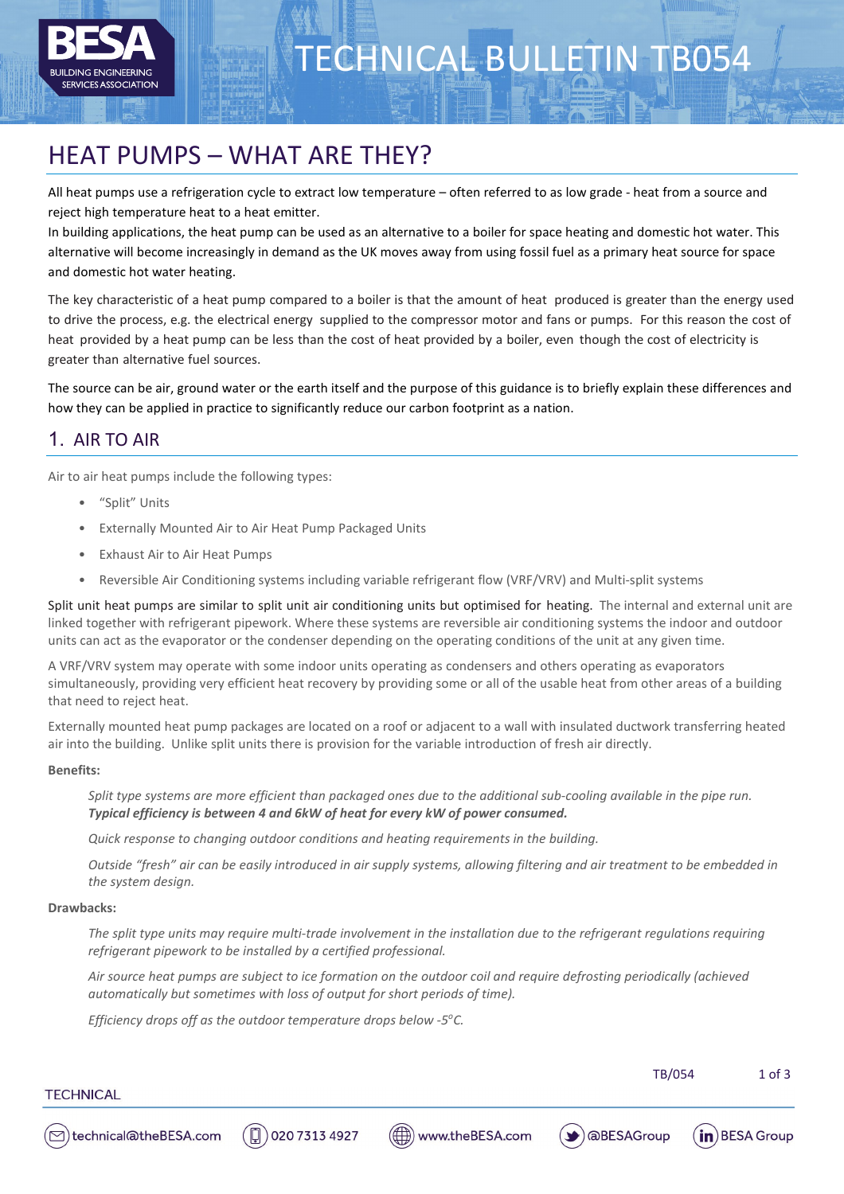# TECHNICAL BULLETIN TB054

## HEAT PUMPS – WHAT ARE THEY?

All heat pumps use a refrigeration cycle to extract low temperature – often referred to as low grade - heat from a source and reject high temperature heat to a heat emitter.
In building applications, the heat pump can be used as an alternative to a boiler for space heating and domestic hot water. This alternative will become increasingly in demand as the UK moves away from using fossil fuel as a primary heat source for space and domestic hot water heating.

The key characteristic of a heat pump compared to a boiler is that the amount of heat produced is greater than the energy used to drive the process, e.g. the electrical energy supplied to the compressor motor and fans or pumps. For this reason the cost of heat provided by a heat pump can be less than the cost of heat provided by a boiler, even though the cost of electricity is greater than alternative fuel sources.

The source can be air, ground water or the earth itself and the purpose of this guidance is to briefly explain these differences and how they can be applied in practice to significantly reduce our carbon footprint as a nation.

## 1. AIR TO AIR

Air to air heat pumps include the following types:

- "Split" Units
- Externally Mounted Air to Air Heat Pump Packaged Units
- Exhaust Air to Air Heat Pumps
- Reversible Air Conditioning systems including variable refrigerant flow (VRF/VRV) and Multi-split systems

Split unit heat pumps are similar to split unit air conditioning units but optimised for heating. The internal and external unit are linked together with refrigerant pipework. Where these systems are reversible air conditioning systems the indoor and outdoor units can act as the evaporator or the condenser depending on the operating conditions of the unit at any given time.

A VRF/VRV system may operate with some indoor units operating as condensers and others operating as evaporators simultaneously, providing very efficient heat recovery by providing some or all of the usable heat from other areas of a building that need to reject heat.

Externally mounted heat pump packages are located on a roof or adjacent to a wall with insulated ductwork transferring heated air into the building. Unlike split units there is provision for the variable introduction of fresh air directly.

**Benefits:**

*Split type systems are more efficient than packaged ones due to the additional sub-cooling available in the pipe run.* ***Typical efficiency is between 4 and 6kW of heat for every kW of power consumed.***

*Quick response to changing outdoor conditions and heating requirements in the building.*

*Outside "fresh" air can be easily introduced in air supply systems, allowing filtering and air treatment to be embedded in the system design.*

**Drawbacks:**

*The split type units may require multi-trade involvement in the installation due to the refrigerant regulations requiring refrigerant pipework to be installed by a certified professional.*

*Air source heat pumps are subject to ice formation on the outdoor coil and require defrosting periodically (achieved automatically but sometimes with loss of output for short periods of time).*

*Efficiency drops off as the outdoor temperature drops below -5°C.*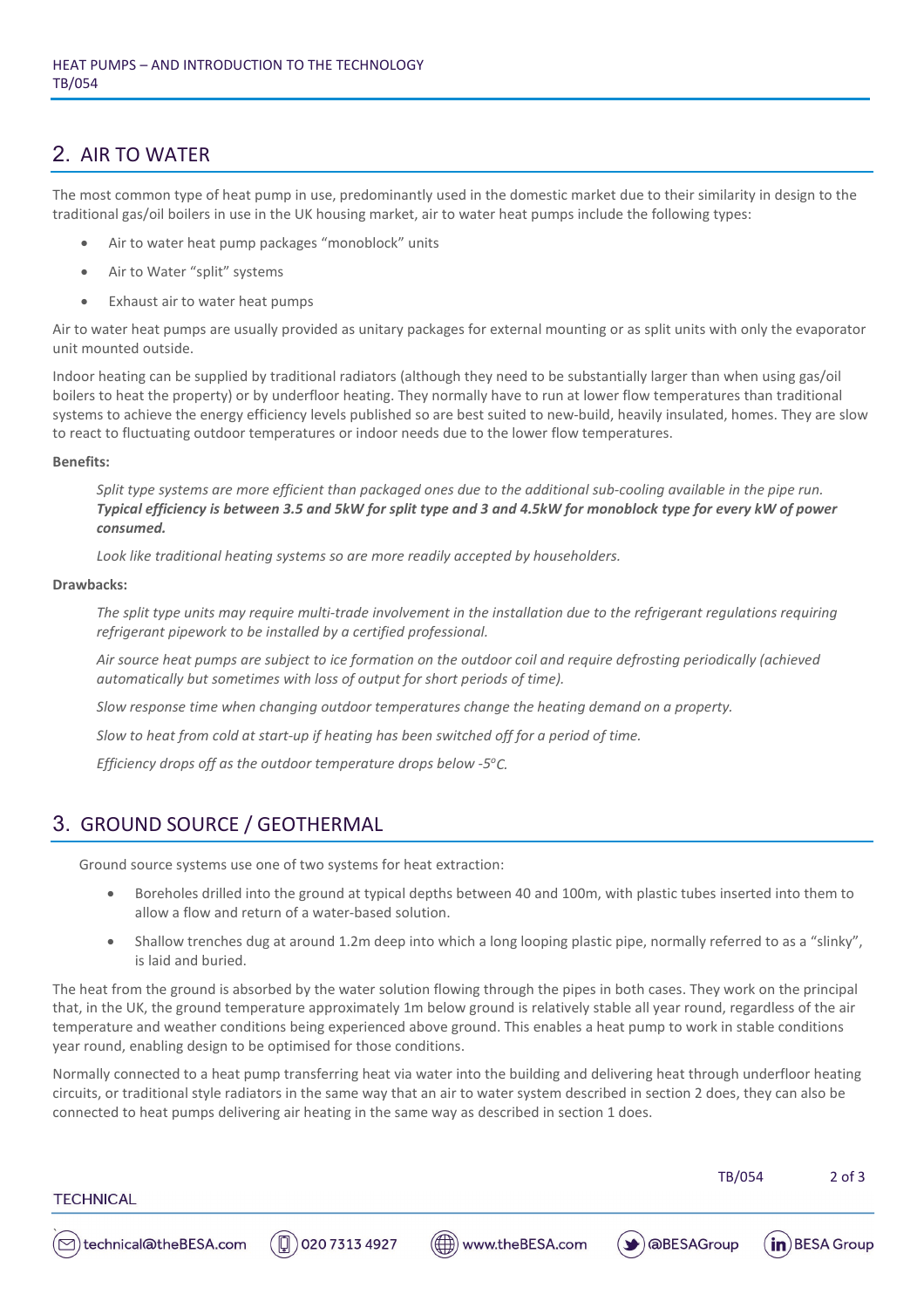## 2. AIR TO WATER

The most common type of heat pump in use, predominantly used in the domestic market due to their similarity in design to the traditional gas/oil boilers in use in the UK housing market, air to water heat pumps include the following types:

- Air to water heat pump packages "monoblock" units
- Air to Water "split" systems
- Exhaust air to water heat pumps

Air to water heat pumps are usually provided as unitary packages for external mounting or as split units with only the evaporator unit mounted outside.

Indoor heating can be supplied by traditional radiators (although they need to be substantially larger than when using gas/oil boilers to heat the property) or by underfloor heating. They normally have to run at lower flow temperatures than traditional systems to achieve the energy efficiency levels published so are best suited to new-build, heavily insulated, homes. They are slow to react to fluctuating outdoor temperatures or indoor needs due to the lower flow temperatures.

**Benefits:**

*Split type systems are more efficient than packaged ones due to the additional sub-cooling available in the pipe run.* ***Typical efficiency is between 3.5 and 5kW for split type and 3 and 4.5kW for monoblock type for every kW of power consumed.***

*Look like traditional heating systems so are more readily accepted by householders.*

**Drawbacks:**

*The split type units may require multi-trade involvement in the installation due to the refrigerant regulations requiring refrigerant pipework to be installed by a certified professional.*

*Air source heat pumps are subject to ice formation on the outdoor coil and require defrosting periodically (achieved automatically but sometimes with loss of output for short periods of time).*

*Slow response time when changing outdoor temperatures change the heating demand on a property.*

*Slow to heat from cold at start-up if heating has been switched off for a period of time.*

*Efficiency drops off as the outdoor temperature drops below -5°C.*

## 3. GROUND SOURCE / GEOTHERMAL

Ground source systems use one of two systems for heat extraction:

- Boreholes drilled into the ground at typical depths between 40 and 100m, with plastic tubes inserted into them to allow a flow and return of a water-based solution.
- Shallow trenches dug at around 1.2m deep into which a long looping plastic pipe, normally referred to as a "slinky", is laid and buried.

The heat from the ground is absorbed by the water solution flowing through the pipes in both cases. They work on the principal that, in the UK, the ground temperature approximately 1m below ground is relatively stable all year round, regardless of the air temperature and weather conditions being experienced above ground. This enables a heat pump to work in stable conditions year round, enabling design to be optimised for those conditions.

Normally connected to a heat pump transferring heat via water into the building and delivering heat through underfloor heating circuits, or traditional style radiators in the same way that an air to water system described in section 2 does, they can also be connected to heat pumps delivering air heating in the same way as described in section 1 does.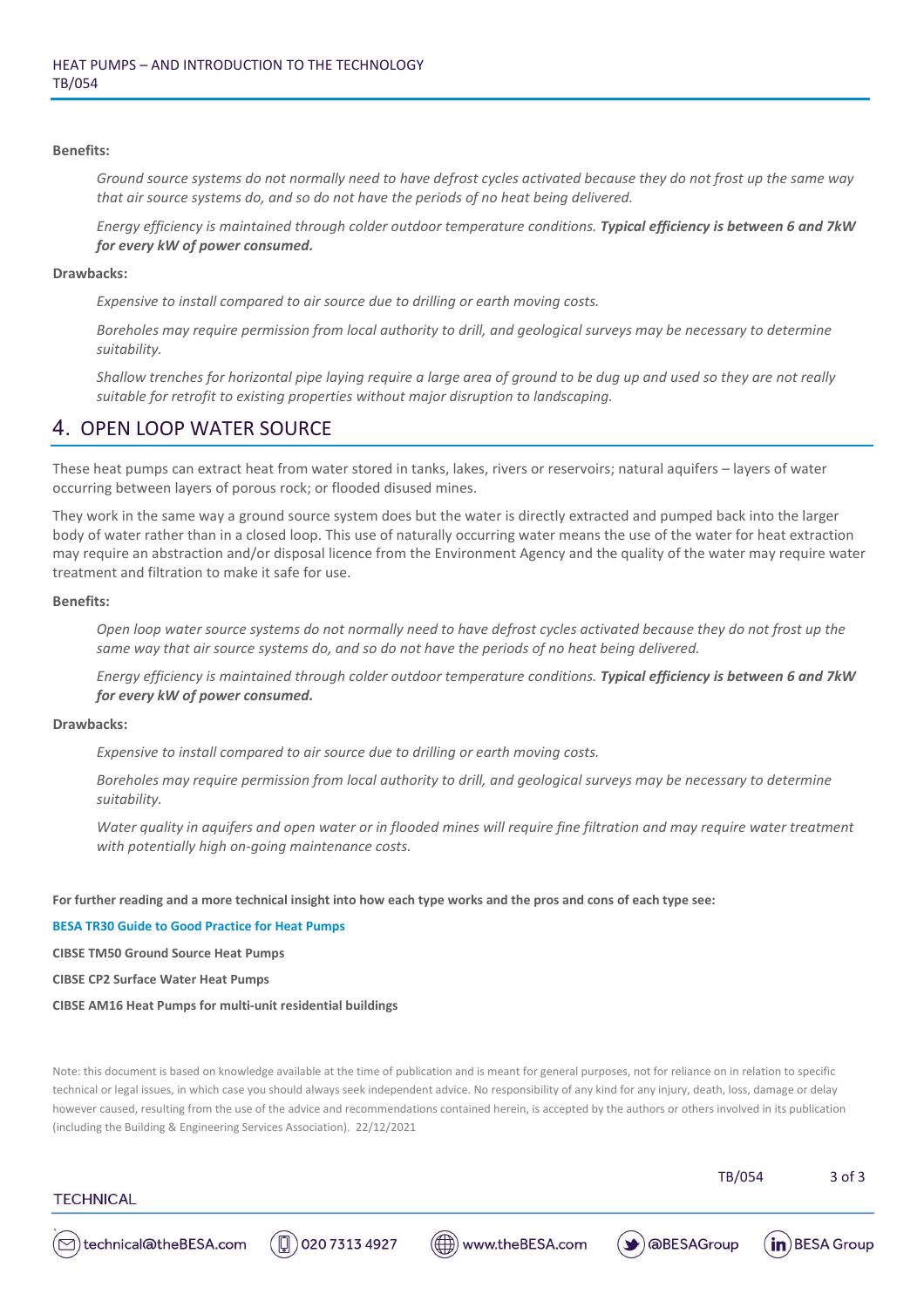**Benefits:**

*Ground source systems do not normally need to have defrost cycles activated because they do not frost up the same way that air source systems do, and so do not have the periods of no heat being delivered.*

*Energy efficiency is maintained through colder outdoor temperature conditions.* ***Typical efficiency is between 6 and 7kW for every kW of power consumed.***

**Drawbacks:**

*Expensive to install compared to air source due to drilling or earth moving costs.*

*Boreholes may require permission from local authority to drill, and geological surveys may be necessary to determine suitability.*

*Shallow trenches for horizontal pipe laying require a large area of ground to be dug up and used so they are not really suitable for retrofit to existing properties without major disruption to landscaping.*

## 4. OPEN LOOP WATER SOURCE

These heat pumps can extract heat from water stored in tanks, lakes, rivers or reservoirs; natural aquifers – layers of water occurring between layers of porous rock; or flooded disused mines.

They work in the same way a ground source system does but the water is directly extracted and pumped back into the larger body of water rather than in a closed loop. This use of naturally occurring water means the use of the water for heat extraction may require an abstraction and/or disposal licence from the Environment Agency and the quality of the water may require water treatment and filtration to make it safe for use.

**Benefits:**

*Open loop water source systems do not normally need to have defrost cycles activated because they do not frost up the same way that air source systems do, and so do not have the periods of no heat being delivered.*

*Energy efficiency is maintained through colder outdoor temperature conditions.* ***Typical efficiency is between 6 and 7kW for every kW of power consumed.***

**Drawbacks:**

*Expensive to install compared to air source due to drilling or earth moving costs.*

*Boreholes may require permission from local authority to drill, and geological surveys may be necessary to determine suitability.*

*Water quality in aquifers and open water or in flooded mines will require fine filtration and may require water treatment with potentially high on-going maintenance costs.*

**For further reading and a more technical insight into how each type works and the pros and cons of each type see:**

**BESA TR30 Guide to Good Practice for Heat Pumps**

**CIBSE TM50 Ground Source Heat Pumps**

**CIBSE CP2 Surface Water Heat Pumps**

**CIBSE AM16 Heat Pumps for multi-unit residential buildings**

Note: this document is based on knowledge available at the time of publication and is meant for general purposes, not for reliance on in relation to specific technical or legal issues, in which case you should always seek independent advice. No responsibility of any kind for any injury, death, loss, damage or delay however caused, resulting from the use of the advice and recommendations contained herein, is accepted by the authors or others involved in its publication (including the Building & Engineering Services Association). 22/12/2021